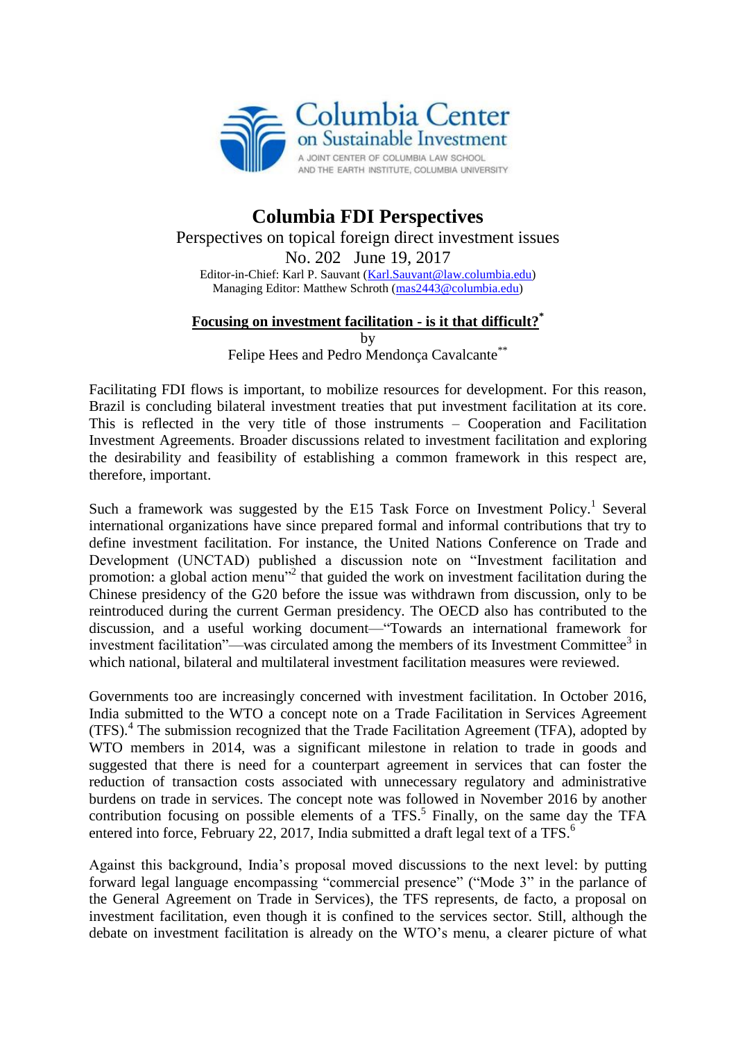Columbia Center on Sustainable Investment

A JOINT CENTER OF COLUMBIA LAW SCHOOL AND THE EARTH INSTITUTE, COLUMBIA UNIVERSITY

# Columbia FDI Perspectives

Perspectives on topical foreign direct investment issues

No. 202 June 19, 2017

Editor-in-Chief: Karl P. Sauvant (Karl.Sauvant@law.columbia.edu)

Managing Editor: Matthew Schroth (mas2443@columbia.edu)

## Focusing on investment facilitation - is it that difficult?[*]

by

Felipe Hees and Pedro Mendonça Cavalcante[**]

Facilitating FDI flows is important, to mobilize resources for development. For this reason, Brazil is concluding bilateral investment treaties that put investment facilitation at its core. This is reflected in the very title of those instruments – Cooperation and Facilitation Investment Agreements. Broader discussions related to investment facilitation and exploring the desirability and feasibility of establishing a common framework in this respect are, therefore, important.

Such a framework was suggested by the E15 Task Force on Investment Policy.[1] Several international organizations have since prepared formal and informal contributions that try to define investment facilitation. For instance, the United Nations Conference on Trade and Development (UNCTAD) published a discussion note on "Investment facilitation and promotion: a global action menu"[2] that guided the work on investment facilitation during the Chinese presidency of the G20 before the issue was withdrawn from discussion, only to be reintroduced during the current German presidency. The OECD also has contributed to the discussion, and a useful working document—"Towards an international framework for investment facilitation"—was circulated among the members of its Investment Committee[3] in which national, bilateral and multilateral investment facilitation measures were reviewed.

Governments too are increasingly concerned with investment facilitation. In October 2016, India submitted to the WTO a concept note on a Trade Facilitation in Services Agreement (TFS).[4] The submission recognized that the Trade Facilitation Agreement (TFA), adopted by WTO members in 2014, was a significant milestone in relation to trade in goods and suggested that there is need for a counterpart agreement in services that can foster the reduction of transaction costs associated with unnecessary regulatory and administrative burdens on trade in services. The concept note was followed in November 2016 by another contribution focusing on possible elements of a TFS.[5] Finally, on the same day the TFA entered into force, February 22, 2017, India submitted a draft legal text of a TFS.[6]

Against this background, India's proposal moved discussions to the next level: by putting forward legal language encompassing "commercial presence" ("Mode 3" in the parlance of the General Agreement on Trade in Services), the TFS represents, de facto, a proposal on investment facilitation, even though it is confined to the services sector. Still, although the debate on investment facilitation is already on the WTO's menu, a clearer picture of what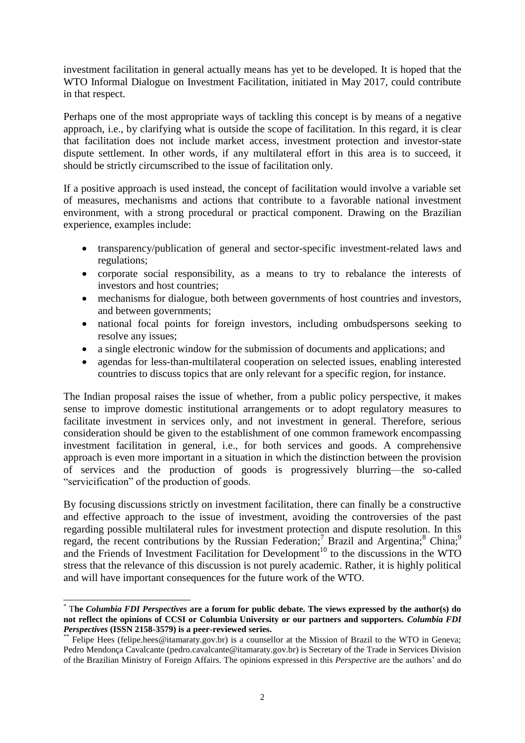investment facilitation in general actually means has yet to be developed. It is hoped that the WTO Informal Dialogue on Investment Facilitation, initiated in May 2017, could contribute in that respect.

Perhaps one of the most appropriate ways of tackling this concept is by means of a negative approach, i.e., by clarifying what is outside the scope of facilitation. In this regard, it is clear that facilitation does not include market access, investment protection and investor-state dispute settlement. In other words, if any multilateral effort in this area is to succeed, it should be strictly circumscribed to the issue of facilitation only.

If a positive approach is used instead, the concept of facilitation would involve a variable set of measures, mechanisms and actions that contribute to a favorable national investment environment, with a strong procedural or practical component. Drawing on the Brazilian experience, examples include:

- transparency/publication of general and sector-specific investment-related laws and regulations;
- corporate social responsibility, as a means to try to rebalance the interests of investors and host countries;
- mechanisms for dialogue, both between governments of host countries and investors, and between governments;
- national focal points for foreign investors, including ombudspersons seeking to resolve any issues;
- a single electronic window for the submission of documents and applications; and
- agendas for less-than-multilateral cooperation on selected issues, enabling interested countries to discuss topics that are only relevant for a specific region, for instance.

The Indian proposal raises the issue of whether, from a public policy perspective, it makes sense to improve domestic institutional arrangements or to adopt regulatory measures to facilitate investment in services only, and not investment in general. Therefore, serious consideration should be given to the establishment of one common framework encompassing investment facilitation in general, i.e., for both services and goods. A comprehensive approach is even more important in a situation in which the distinction between the provision of services and the production of goods is progressively blurring—the so-called "servicification" of the production of goods.

By focusing discussions strictly on investment facilitation, there can finally be a constructive and effective approach to the issue of investment, avoiding the controversies of the past regarding possible multilateral rules for investment protection and dispute resolution. In this regard, the recent contributions by the Russian Federation;[7] Brazil and Argentina;[8] China;[9] and the Friends of Investment Facilitation for Development[10] to the discussions in the WTO stress that the relevance of this discussion is not purely academic. Rather, it is highly political and will have important consequences for the future work of the WTO.

---

\* **The *Columbia FDI Perspectives* are a forum for public debate. The views expressed by the author(s) do not reflect the opinions of CCSI or Columbia University or our partners and supporters. *Columbia FDI Perspectives* (ISSN 2158-3579) is a peer-reviewed series.**

\*\* Felipe Hees (felipe.hees@itamaraty.gov.br) is a counsellor at the Mission of Brazil to the WTO in Geneva; Pedro Mendonça Cavalcante (pedro.cavalcante@itamaraty.gov.br) is Secretary of the Trade in Services Division of the Brazilian Ministry of Foreign Affairs. The opinions expressed in this *Perspective* are the authors' and do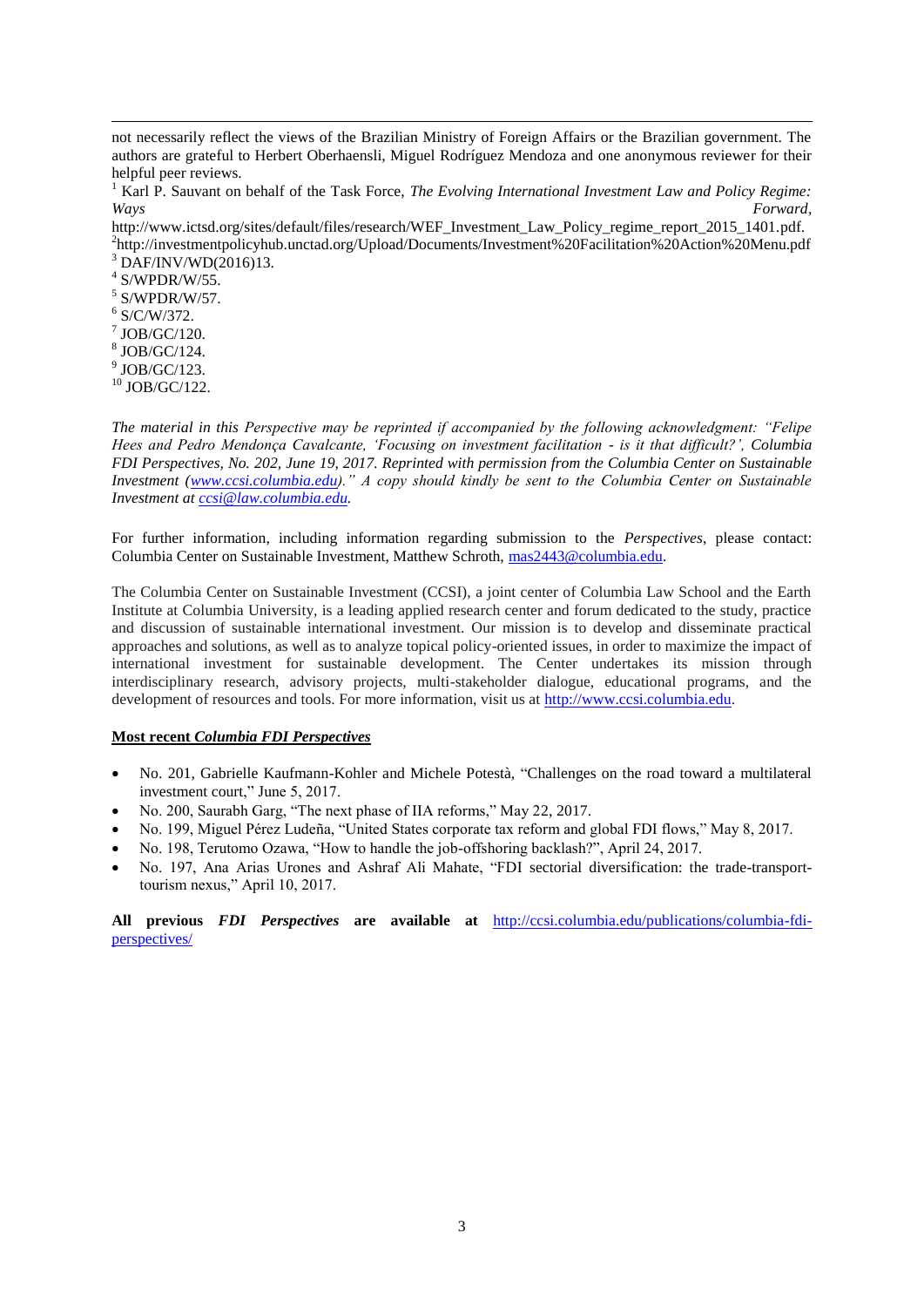not necessarily reflect the views of the Brazilian Ministry of Foreign Affairs or the Brazilian government. The authors are grateful to Herbert Oberhaensli, Miguel Rodríguez Mendoza and one anonymous reviewer for their helpful peer reviews.

[1] Karl P. Sauvant on behalf of the Task Force, *The Evolving International Investment Law and Policy Regime: Ways Forward*, http://www.ictsd.org/sites/default/files/research/WEF_Investment_Law_Policy_regime_report_2015_1401.pdf.

[2] http://investmentpolicyhub.unctad.org/Upload/Documents/Investment%20Facilitation%20Action%20Menu.pdf

[3] DAF/INV/WD(2016)13.

[4] S/WPDR/W/55.

[5] S/WPDR/W/57.

[6] S/C/W/372.

[7] JOB/GC/120.

[8] JOB/GC/124.

[9] JOB/GC/123.

[10] JOB/GC/122.

*The material in this Perspective may be reprinted if accompanied by the following acknowledgment: "Felipe Hees and Pedro Mendonça Cavalcante, 'Focusing on investment facilitation - is it that difficult?', Columbia FDI Perspectives, No. 202, June 19, 2017. Reprinted with permission from the Columbia Center on Sustainable Investment (www.ccsi.columbia.edu)." A copy should kindly be sent to the Columbia Center on Sustainable Investment at ccsi@law.columbia.edu.*

For further information, including information regarding submission to the *Perspectives*, please contact: Columbia Center on Sustainable Investment, Matthew Schroth, mas2443@columbia.edu.

The Columbia Center on Sustainable Investment (CCSI), a joint center of Columbia Law School and the Earth Institute at Columbia University, is a leading applied research center and forum dedicated to the study, practice and discussion of sustainable international investment. Our mission is to develop and disseminate practical approaches and solutions, as well as to analyze topical policy-oriented issues, in order to maximize the impact of international investment for sustainable development. The Center undertakes its mission through interdisciplinary research, advisory projects, multi-stakeholder dialogue, educational programs, and the development of resources and tools. For more information, visit us at http://www.ccsi.columbia.edu.

**Most recent *Columbia FDI Perspectives***

- No. 201, Gabrielle Kaufmann-Kohler and Michele Potestà, "Challenges on the road toward a multilateral investment court," June 5, 2017.
- No. 200, Saurabh Garg, "The next phase of IIA reforms," May 22, 2017.
- No. 199, Miguel Pérez Ludeña, "United States corporate tax reform and global FDI flows," May 8, 2017.
- No. 198, Terutomo Ozawa, "How to handle the job-offshoring backlash?", April 24, 2017.
- No. 197, Ana Arias Urones and Ashraf Ali Mahate, "FDI sectorial diversification: the trade-transport-tourism nexus," April 10, 2017.

**All previous *FDI Perspectives* are available at** http://ccsi.columbia.edu/publications/columbia-fdi-perspectives/